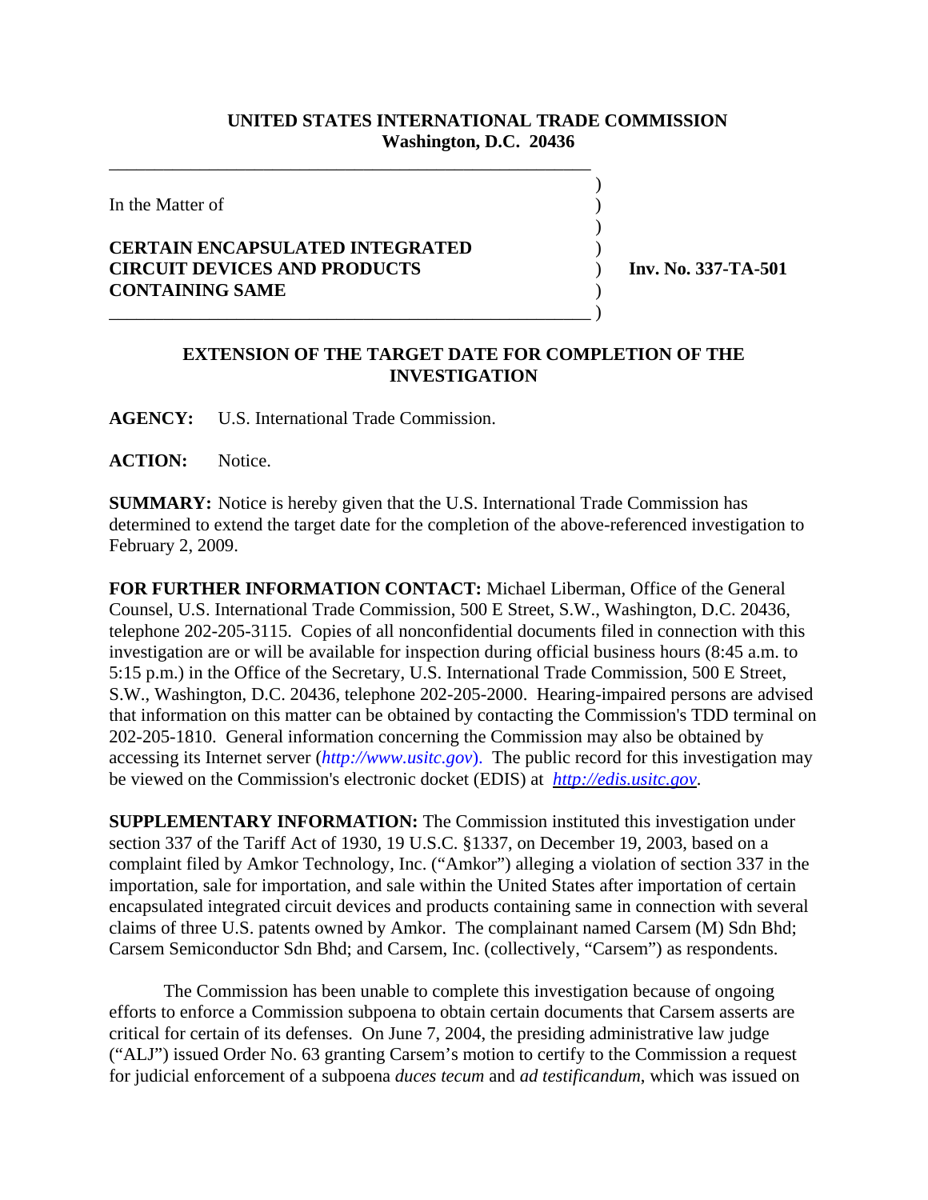**UNITED STATES INTERNATIONAL TRADE COMMISSION**
**Washington, D.C. 20436**

In the Matter of

**CERTAIN ENCAPSULATED INTEGRATED CIRCUIT DEVICES AND PRODUCTS CONTAINING SAME**

**Inv. No. 337-TA-501**

## EXTENSION OF THE TARGET DATE FOR COMPLETION OF THE INVESTIGATION

**AGENCY:** U.S. International Trade Commission.

**ACTION:** Notice.

**SUMMARY:** Notice is hereby given that the U.S. International Trade Commission has determined to extend the target date for the completion of the above-referenced investigation to February 2, 2009.

**FOR FURTHER INFORMATION CONTACT:** Michael Liberman, Office of the General Counsel, U.S. International Trade Commission, 500 E Street, S.W., Washington, D.C. 20436, telephone 202-205-3115. Copies of all nonconfidential documents filed in connection with this investigation are or will be available for inspection during official business hours (8:45 a.m. to 5:15 p.m.) in the Office of the Secretary, U.S. International Trade Commission, 500 E Street, S.W., Washington, D.C. 20436, telephone 202-205-2000. Hearing-impaired persons are advised that information on this matter can be obtained by contacting the Commission's TDD terminal on 202-205-1810. General information concerning the Commission may also be obtained by accessing its Internet server (*http://www.usitc.gov*). The public record for this investigation may be viewed on the Commission's electronic docket (EDIS) at *http://edis.usitc.gov*.

**SUPPLEMENTARY INFORMATION:** The Commission instituted this investigation under section 337 of the Tariff Act of 1930, 19 U.S.C. §1337, on December 19, 2003, based on a complaint filed by Amkor Technology, Inc. ("Amkor") alleging a violation of section 337 in the importation, sale for importation, and sale within the United States after importation of certain encapsulated integrated circuit devices and products containing same in connection with several claims of three U.S. patents owned by Amkor. The complainant named Carsem (M) Sdn Bhd; Carsem Semiconductor Sdn Bhd; and Carsem, Inc. (collectively, "Carsem") as respondents.

The Commission has been unable to complete this investigation because of ongoing efforts to enforce a Commission subpoena to obtain certain documents that Carsem asserts are critical for certain of its defenses. On June 7, 2004, the presiding administrative law judge ("ALJ") issued Order No. 63 granting Carsem's motion to certify to the Commission a request for judicial enforcement of a subpoena *duces tecum* and *ad testificandum*, which was issued on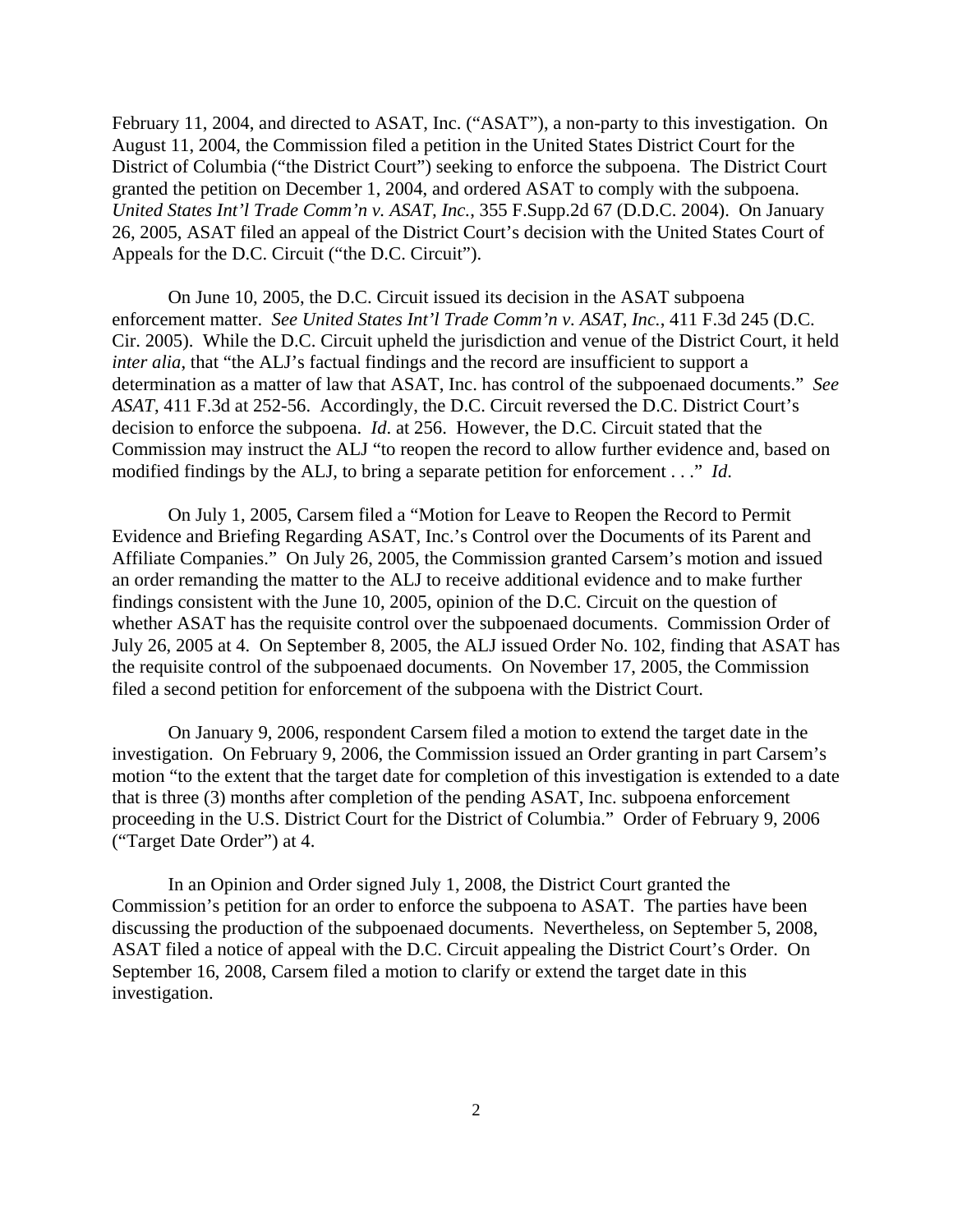February 11, 2004, and directed to ASAT, Inc. ("ASAT"), a non-party to this investigation. On August 11, 2004, the Commission filed a petition in the United States District Court for the District of Columbia ("the District Court") seeking to enforce the subpoena. The District Court granted the petition on December 1, 2004, and ordered ASAT to comply with the subpoena. *United States Int'l Trade Comm'n v. ASAT, Inc.*, 355 F.Supp.2d 67 (D.D.C. 2004). On January 26, 2005, ASAT filed an appeal of the District Court's decision with the United States Court of Appeals for the D.C. Circuit ("the D.C. Circuit").

On June 10, 2005, the D.C. Circuit issued its decision in the ASAT subpoena enforcement matter. *See United States Int'l Trade Comm'n v. ASAT, Inc.*, 411 F.3d 245 (D.C. Cir. 2005). While the D.C. Circuit upheld the jurisdiction and venue of the District Court, it held *inter alia*, that "the ALJ's factual findings and the record are insufficient to support a determination as a matter of law that ASAT, Inc. has control of the subpoenaed documents." *See ASAT*, 411 F.3d at 252-56. Accordingly, the D.C. Circuit reversed the D.C. District Court's decision to enforce the subpoena. *Id*. at 256. However, the D.C. Circuit stated that the Commission may instruct the ALJ "to reopen the record to allow further evidence and, based on modified findings by the ALJ, to bring a separate petition for enforcement . . ." *Id*.

On July 1, 2005, Carsem filed a "Motion for Leave to Reopen the Record to Permit Evidence and Briefing Regarding ASAT, Inc.'s Control over the Documents of its Parent and Affiliate Companies." On July 26, 2005, the Commission granted Carsem's motion and issued an order remanding the matter to the ALJ to receive additional evidence and to make further findings consistent with the June 10, 2005, opinion of the D.C. Circuit on the question of whether ASAT has the requisite control over the subpoenaed documents. Commission Order of July 26, 2005 at 4. On September 8, 2005, the ALJ issued Order No. 102, finding that ASAT has the requisite control of the subpoenaed documents. On November 17, 2005, the Commission filed a second petition for enforcement of the subpoena with the District Court.

On January 9, 2006, respondent Carsem filed a motion to extend the target date in the investigation. On February 9, 2006, the Commission issued an Order granting in part Carsem's motion "to the extent that the target date for completion of this investigation is extended to a date that is three (3) months after completion of the pending ASAT, Inc. subpoena enforcement proceeding in the U.S. District Court for the District of Columbia." Order of February 9, 2006 ("Target Date Order") at 4.

In an Opinion and Order signed July 1, 2008, the District Court granted the Commission's petition for an order to enforce the subpoena to ASAT. The parties have been discussing the production of the subpoenaed documents. Nevertheless, on September 5, 2008, ASAT filed a notice of appeal with the D.C. Circuit appealing the District Court's Order. On September 16, 2008, Carsem filed a motion to clarify or extend the target date in this investigation.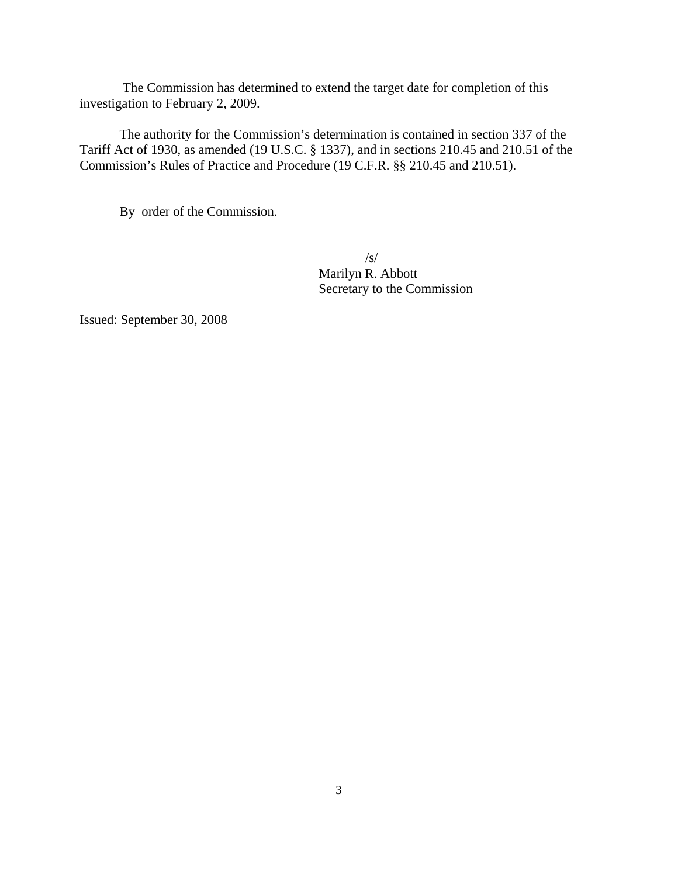The Commission has determined to extend the target date for completion of this investigation to February 2, 2009.

The authority for the Commission's determination is contained in section 337 of the Tariff Act of 1930, as amended (19 U.S.C. § 1337), and in sections 210.45 and 210.51 of the Commission's Rules of Practice and Procedure (19 C.F.R. §§ 210.45 and 210.51).

By order of the Commission.

/s/
Marilyn R. Abbott
Secretary to the Commission

Issued: September 30, 2008